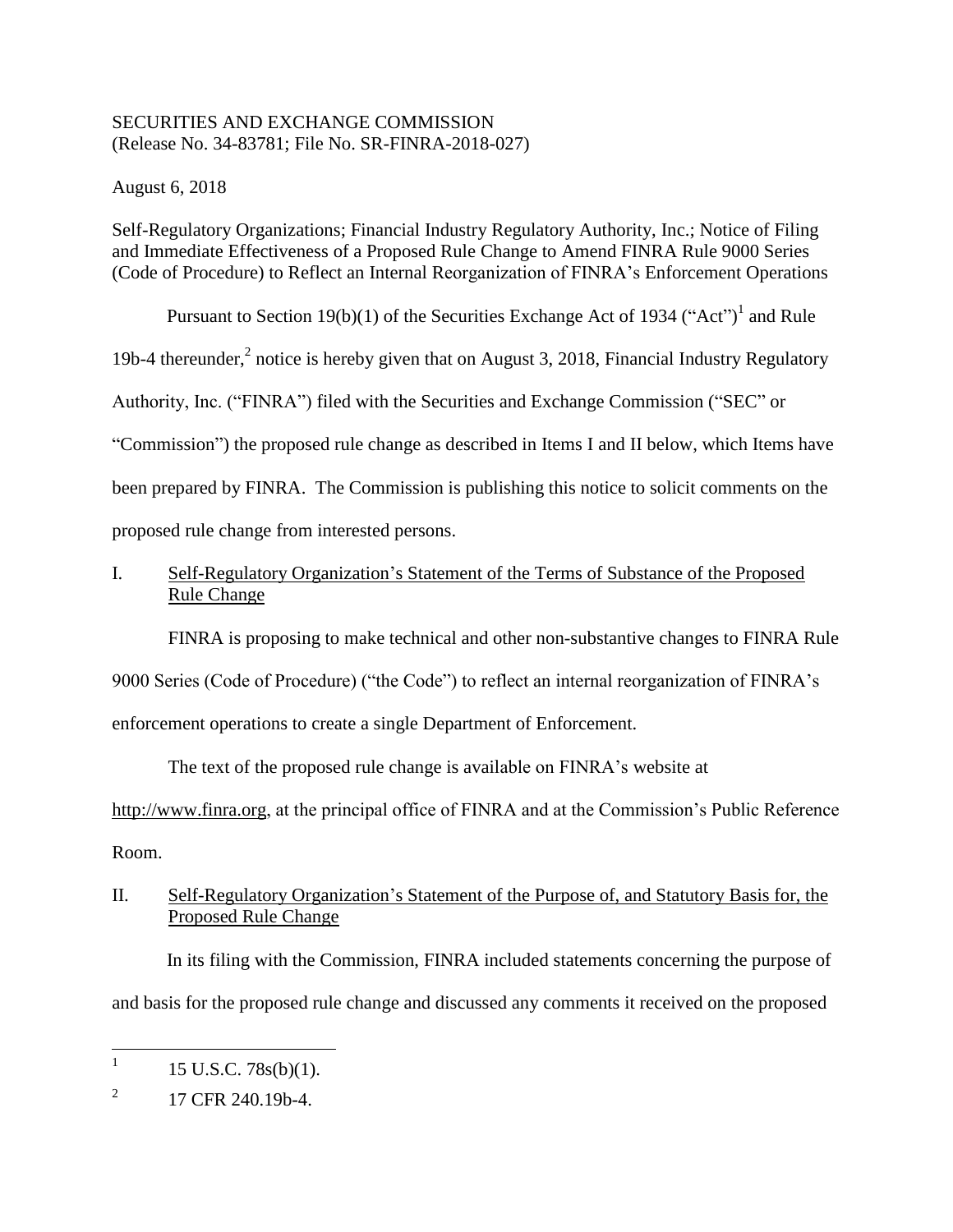SECURITIES AND EXCHANGE COMMISSION
(Release No. 34-83781; File No. SR-FINRA-2018-027)

August 6, 2018

Self-Regulatory Organizations; Financial Industry Regulatory Authority, Inc.; Notice of Filing and Immediate Effectiveness of a Proposed Rule Change to Amend FINRA Rule 9000 Series (Code of Procedure) to Reflect an Internal Reorganization of FINRA's Enforcement Operations

Pursuant to Section 19(b)(1) of the Securities Exchange Act of 1934 ("Act")[1] and Rule 19b-4 thereunder,[2] notice is hereby given that on August 3, 2018, Financial Industry Regulatory Authority, Inc. ("FINRA") filed with the Securities and Exchange Commission ("SEC" or "Commission") the proposed rule change as described in Items I and II below, which Items have been prepared by FINRA. The Commission is publishing this notice to solicit comments on the proposed rule change from interested persons.

## I. Self-Regulatory Organization's Statement of the Terms of Substance of the Proposed Rule Change

FINRA is proposing to make technical and other non-substantive changes to FINRA Rule 9000 Series (Code of Procedure) ("the Code") to reflect an internal reorganization of FINRA's enforcement operations to create a single Department of Enforcement.

The text of the proposed rule change is available on FINRA's website at http://www.finra.org, at the principal office of FINRA and at the Commission's Public Reference Room.

## II. Self-Regulatory Organization's Statement of the Purpose of, and Statutory Basis for, the Proposed Rule Change

In its filing with the Commission, FINRA included statements concerning the purpose of and basis for the proposed rule change and discussed any comments it received on the proposed

---

[1] 15 U.S.C. 78s(b)(1).

[2] 17 CFR 240.19b-4.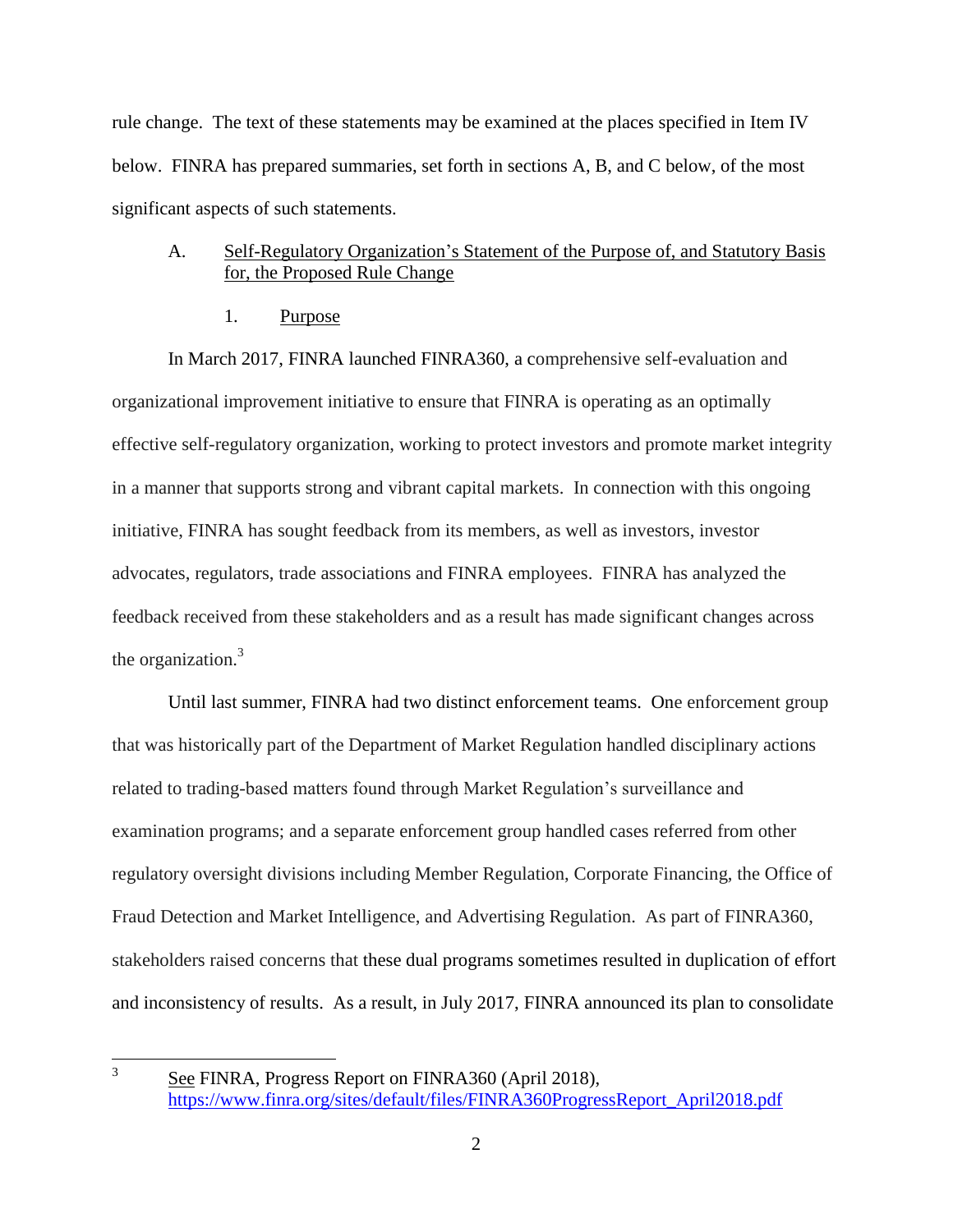rule change. The text of these statements may be examined at the places specified in Item IV below. FINRA has prepared summaries, set forth in sections A, B, and C below, of the most significant aspects of such statements.

A. Self-Regulatory Organization's Statement of the Purpose of, and Statutory Basis for, the Proposed Rule Change

1. Purpose

In March 2017, FINRA launched FINRA360, a comprehensive self-evaluation and organizational improvement initiative to ensure that FINRA is operating as an optimally effective self-regulatory organization, working to protect investors and promote market integrity in a manner that supports strong and vibrant capital markets. In connection with this ongoing initiative, FINRA has sought feedback from its members, as well as investors, investor advocates, regulators, trade associations and FINRA employees. FINRA has analyzed the feedback received from these stakeholders and as a result has made significant changes across the organization.[3]

Until last summer, FINRA had two distinct enforcement teams. One enforcement group that was historically part of the Department of Market Regulation handled disciplinary actions related to trading-based matters found through Market Regulation's surveillance and examination programs; and a separate enforcement group handled cases referred from other regulatory oversight divisions including Member Regulation, Corporate Financing, the Office of Fraud Detection and Market Intelligence, and Advertising Regulation. As part of FINRA360, stakeholders raised concerns that these dual programs sometimes resulted in duplication of effort and inconsistency of results. As a result, in July 2017, FINRA announced its plan to consolidate

---

[3] See FINRA, Progress Report on FINRA360 (April 2018), https://www.finra.org/sites/default/files/FINRA360ProgressReport_April2018.pdf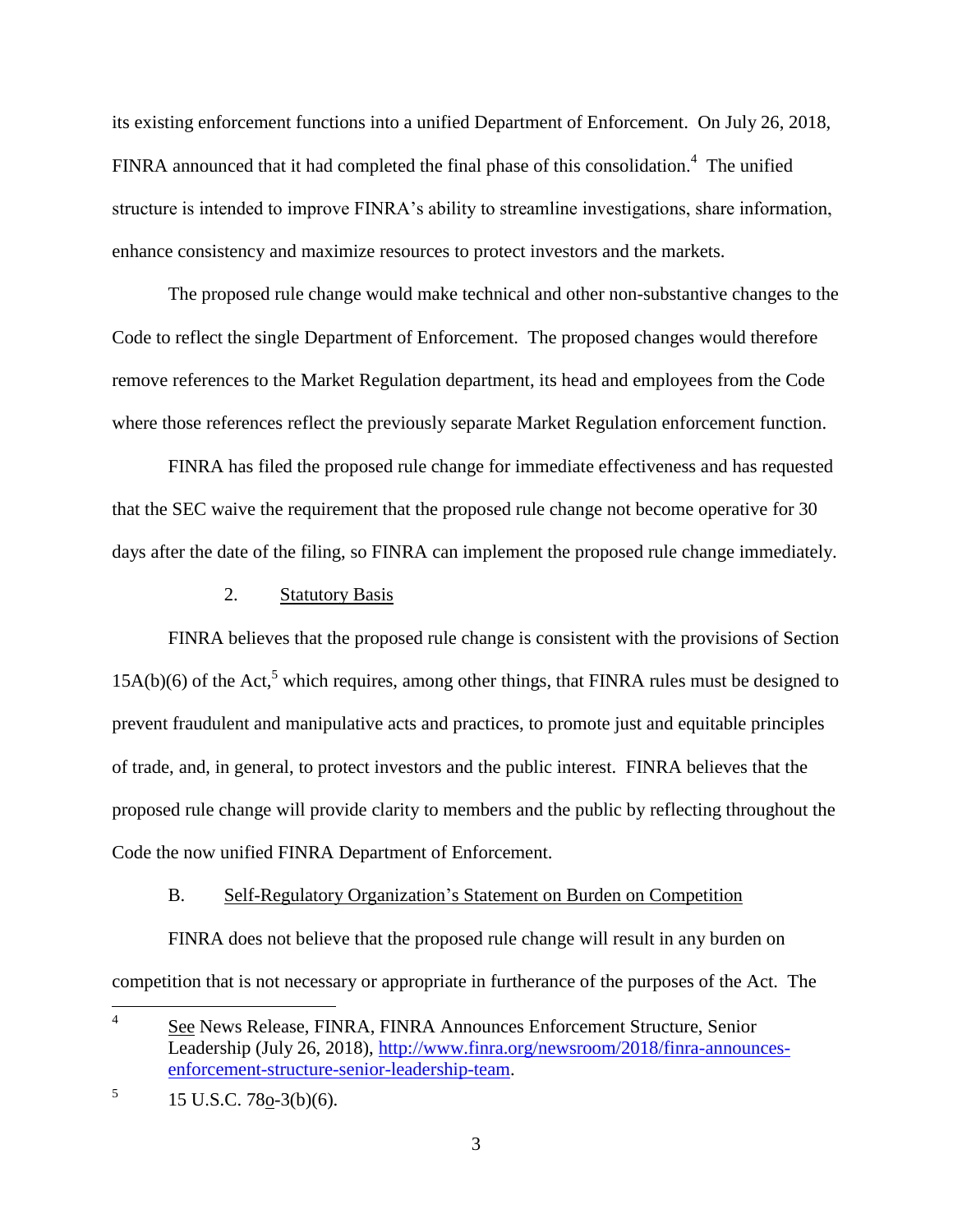its existing enforcement functions into a unified Department of Enforcement. On July 26, 2018, FINRA announced that it had completed the final phase of this consolidation.[4] The unified structure is intended to improve FINRA's ability to streamline investigations, share information, enhance consistency and maximize resources to protect investors and the markets.

The proposed rule change would make technical and other non-substantive changes to the Code to reflect the single Department of Enforcement. The proposed changes would therefore remove references to the Market Regulation department, its head and employees from the Code where those references reflect the previously separate Market Regulation enforcement function.

FINRA has filed the proposed rule change for immediate effectiveness and has requested that the SEC waive the requirement that the proposed rule change not become operative for 30 days after the date of the filing, so FINRA can implement the proposed rule change immediately.

2. Statutory Basis

FINRA believes that the proposed rule change is consistent with the provisions of Section 15A(b)(6) of the Act,[5] which requires, among other things, that FINRA rules must be designed to prevent fraudulent and manipulative acts and practices, to promote just and equitable principles of trade, and, in general, to protect investors and the public interest. FINRA believes that the proposed rule change will provide clarity to members and the public by reflecting throughout the Code the now unified FINRA Department of Enforcement.

B. Self-Regulatory Organization's Statement on Burden on Competition

FINRA does not believe that the proposed rule change will result in any burden on competition that is not necessary or appropriate in furtherance of the purposes of the Act. The

---

[4] See News Release, FINRA, FINRA Announces Enforcement Structure, Senior Leadership (July 26, 2018), http://www.finra.org/newsroom/2018/finra-announces-enforcement-structure-senior-leadership-team.

[5] 15 U.S.C. 78o-3(b)(6).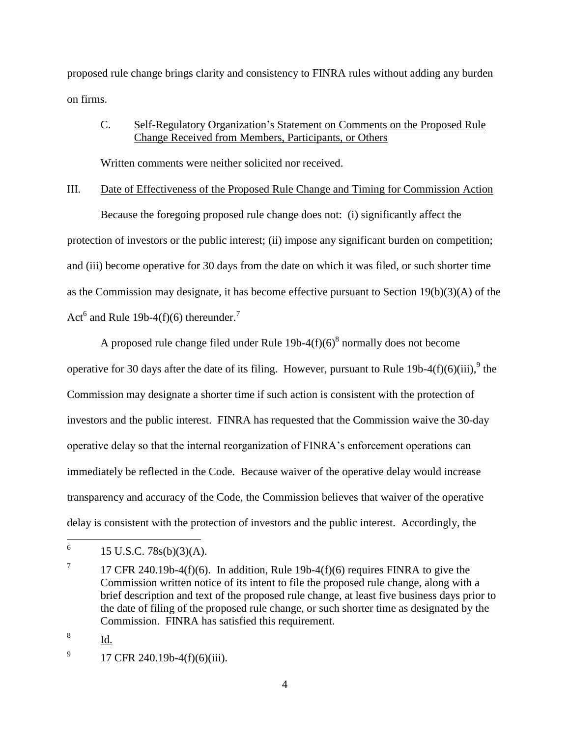proposed rule change brings clarity and consistency to FINRA rules without adding any burden on firms.

C. Self-Regulatory Organization's Statement on Comments on the Proposed Rule Change Received from Members, Participants, or Others

Written comments were neither solicited nor received.

III. Date of Effectiveness of the Proposed Rule Change and Timing for Commission Action

Because the foregoing proposed rule change does not: (i) significantly affect the protection of investors or the public interest; (ii) impose any significant burden on competition; and (iii) become operative for 30 days from the date on which it was filed, or such shorter time as the Commission may designate, it has become effective pursuant to Section 19(b)(3)(A) of the Act[6] and Rule 19b-4(f)(6) thereunder.[7]

A proposed rule change filed under Rule 19b-4(f)(6)[8] normally does not become operative for 30 days after the date of its filing. However, pursuant to Rule 19b-4(f)(6)(iii),[9] the Commission may designate a shorter time if such action is consistent with the protection of investors and the public interest. FINRA has requested that the Commission waive the 30-day operative delay so that the internal reorganization of FINRA's enforcement operations can immediately be reflected in the Code. Because waiver of the operative delay would increase transparency and accuracy of the Code, the Commission believes that waiver of the operative delay is consistent with the protection of investors and the public interest. Accordingly, the

---

[6] 15 U.S.C. 78s(b)(3)(A).

[7] 17 CFR 240.19b-4(f)(6). In addition, Rule 19b-4(f)(6) requires FINRA to give the Commission written notice of its intent to file the proposed rule change, along with a brief description and text of the proposed rule change, at least five business days prior to the date of filing of the proposed rule change, or such shorter time as designated by the Commission. FINRA has satisfied this requirement.

[8] Id.

[9] 17 CFR 240.19b-4(f)(6)(iii).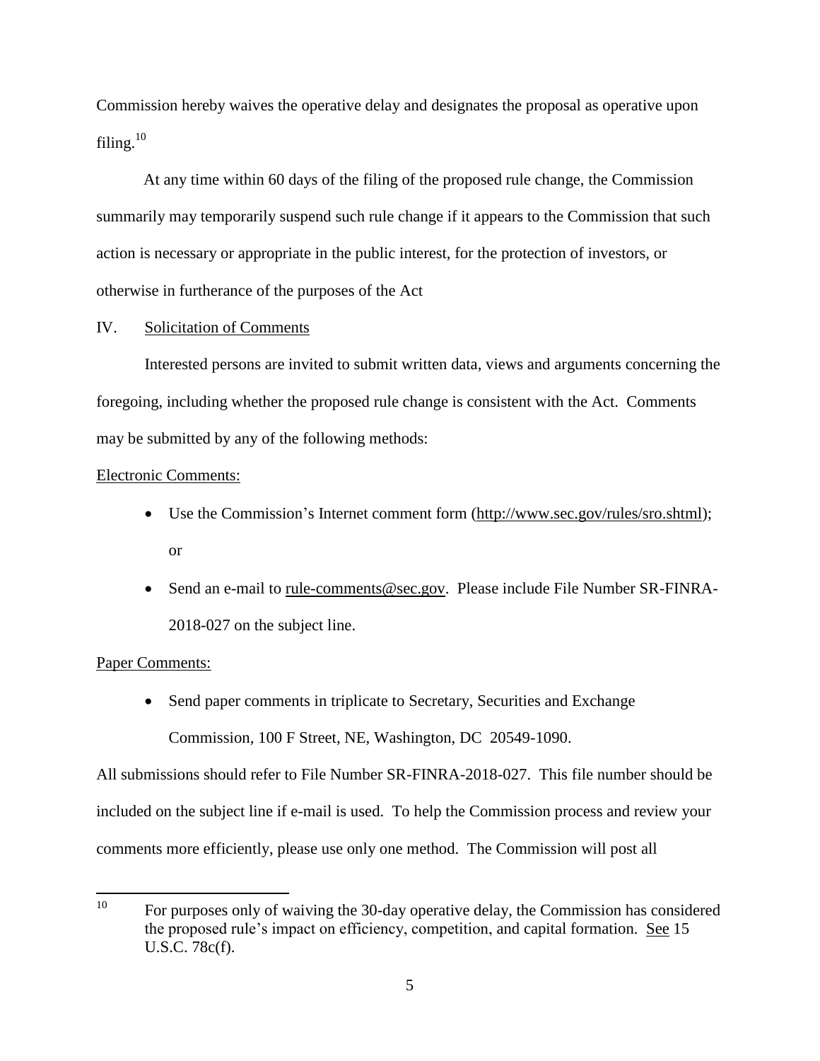Commission hereby waives the operative delay and designates the proposal as operative upon filing.[10]

At any time within 60 days of the filing of the proposed rule change, the Commission summarily may temporarily suspend such rule change if it appears to the Commission that such action is necessary or appropriate in the public interest, for the protection of investors, or otherwise in furtherance of the purposes of the Act

IV. Solicitation of Comments

Interested persons are invited to submit written data, views and arguments concerning the foregoing, including whether the proposed rule change is consistent with the Act. Comments may be submitted by any of the following methods:

Electronic Comments:

- Use the Commission's Internet comment form (http://www.sec.gov/rules/sro.shtml); or
- Send an e-mail to rule-comments@sec.gov. Please include File Number SR-FINRA-2018-027 on the subject line.

Paper Comments:

- Send paper comments in triplicate to Secretary, Securities and Exchange Commission, 100 F Street, NE, Washington, DC 20549-1090.

All submissions should refer to File Number SR-FINRA-2018-027. This file number should be included on the subject line if e-mail is used. To help the Commission process and review your comments more efficiently, please use only one method. The Commission will post all

---

[10] For purposes only of waiving the 30-day operative delay, the Commission has considered the proposed rule's impact on efficiency, competition, and capital formation. See 15 U.S.C. 78c(f).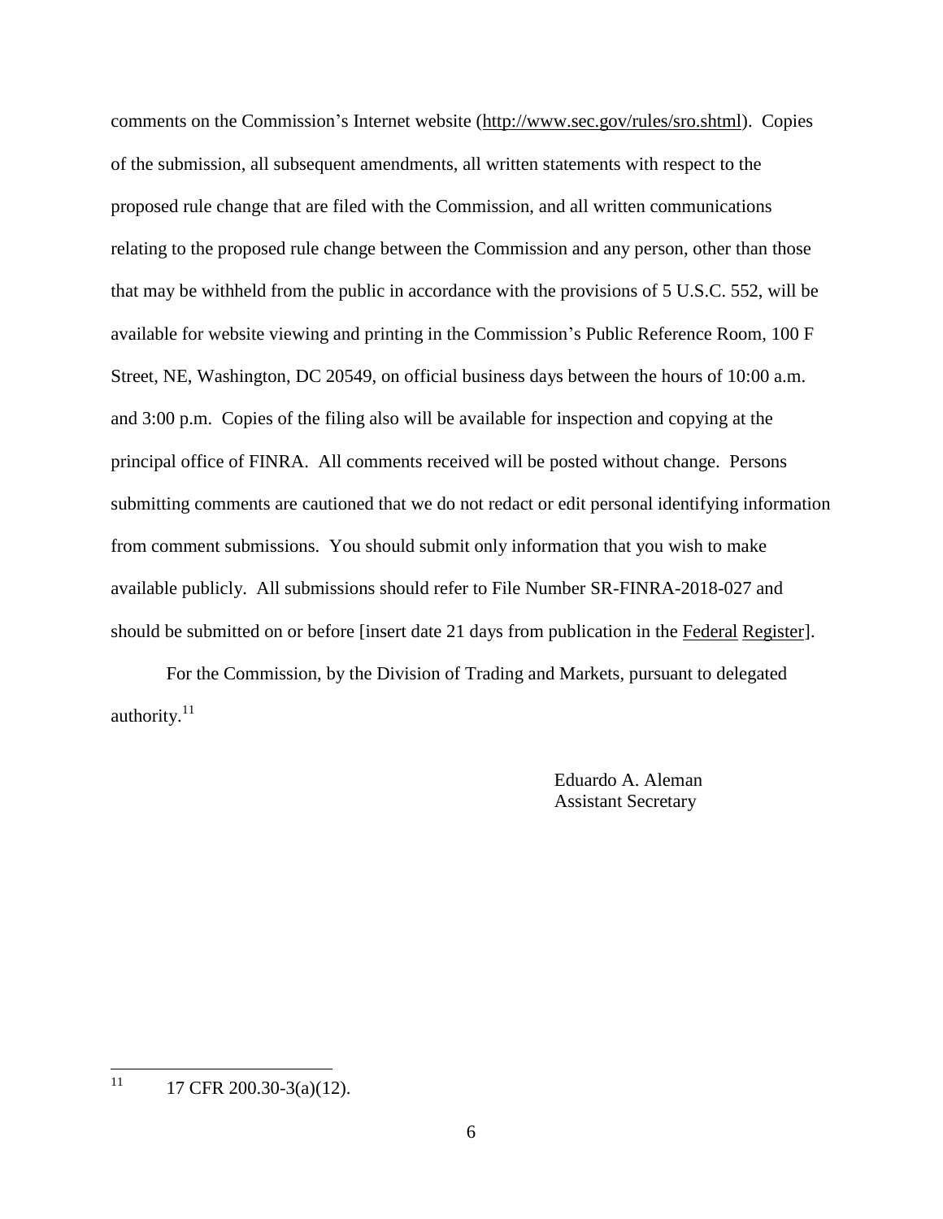comments on the Commission's Internet website (http://www.sec.gov/rules/sro.shtml). Copies of the submission, all subsequent amendments, all written statements with respect to the proposed rule change that are filed with the Commission, and all written communications relating to the proposed rule change between the Commission and any person, other than those that may be withheld from the public in accordance with the provisions of 5 U.S.C. 552, will be available for website viewing and printing in the Commission's Public Reference Room, 100 F Street, NE, Washington, DC 20549, on official business days between the hours of 10:00 a.m. and 3:00 p.m. Copies of the filing also will be available for inspection and copying at the principal office of FINRA. All comments received will be posted without change. Persons submitting comments are cautioned that we do not redact or edit personal identifying information from comment submissions. You should submit only information that you wish to make available publicly. All submissions should refer to File Number SR-FINRA-2018-027 and should be submitted on or before [insert date 21 days from publication in the Federal Register].

For the Commission, by the Division of Trading and Markets, pursuant to delegated authority.[11]

Eduardo A. Aleman
Assistant Secretary

---

[11] 17 CFR 200.30-3(a)(12).